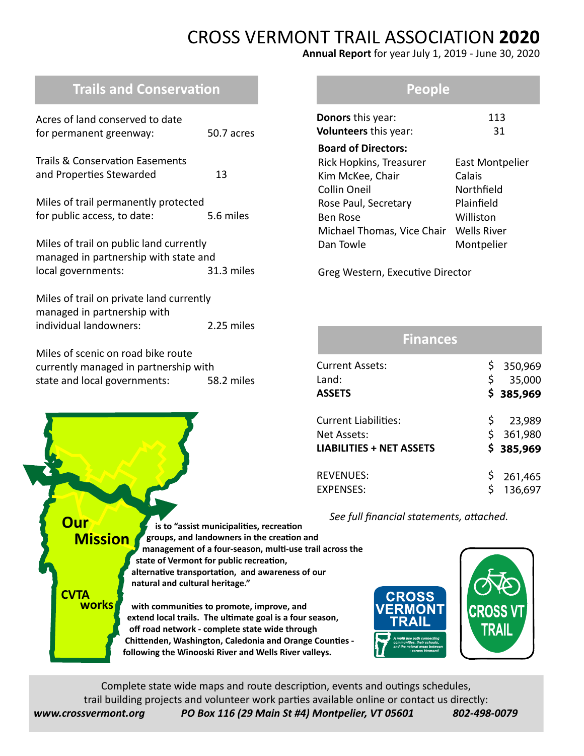# CROSS VERMONT TRAIL ASSOCIATION **2020**

**Annual Report** for year July 1, 2019 - June 30, 2020

## Trails and Conservation

| | |
|---|---|
| Acres of land conserved to date for permanent greenway: | 50.7 acres |
| Trails & Conservation Easements and Properties Stewarded | 13 |
| Miles of trail permanently protected for public access, to date: | 5.6 miles |
| Miles of trail on public land currently managed in partnership with state and local governments: | 31.3 miles |
| Miles of trail on private land currently managed in partnership with individual landowners: | 2.25 miles |
| Miles of scenic on road bike route currently managed in partnership with state and local governments: | 58.2 miles |

**Our Mission** is to "assist municipalities, recreation groups, and landowners in the creation and management of a four-season, multi-use trail across the state of Vermont for public recreation, alternative transportation, and awareness of our natural and cultural heritage."

**CVTA works** with communities to promote, improve, and extend local trails. The ultimate goal is a four season, off road network - complete state wide through Chittenden, Washington, Caledonia and Orange Counties - following the Winooski River and Wells River valleys.

## People

| | |
|---|---|
| **Donors** this year: | 113 |
| **Volunteers** this year: | 31 |

**Board of Directors:**

| | |
|---|---|
| Rick Hopkins, Treasurer | East Montpelier |
| Kim McKee, Chair | Calais |
| Collin Oneil | Northfield |
| Rose Paul, Secretary | Plainfield |
| Ben Rose | Williston |
| Michael Thomas, Vice Chair | Wells River |
| Dan Towle | Montpelier |

Greg Western, Executive Director

## Finances

| | |
|---|---|
| Current Assets: | $ 350,969 |
| Land: | $ 35,000 |
| **ASSETS** | **$ 385,969** |
| | |
| Current Liabilities: | $ 23,989 |
| Net Assets: | $ 361,980 |
| **LIABILITIES + NET ASSETS** | **$ 385,969** |
| | |
| REVENUES: | $ 261,465 |
| EXPENSES: | $ 136,697 |

*See full financial statements, attached.*

CROSS VERMONT TRAIL — A multi use path connecting communities, their schools, and the natural areas between - across Vermont!

CROSS VT TRAIL

Complete state wide maps and route description, events and outings schedules, trail building projects and volunteer work parties available online or contact us directly:

***www.crossvermont.org*** ***PO Box 116 (29 Main St #4) Montpelier, VT 05601*** ***802-498-0079***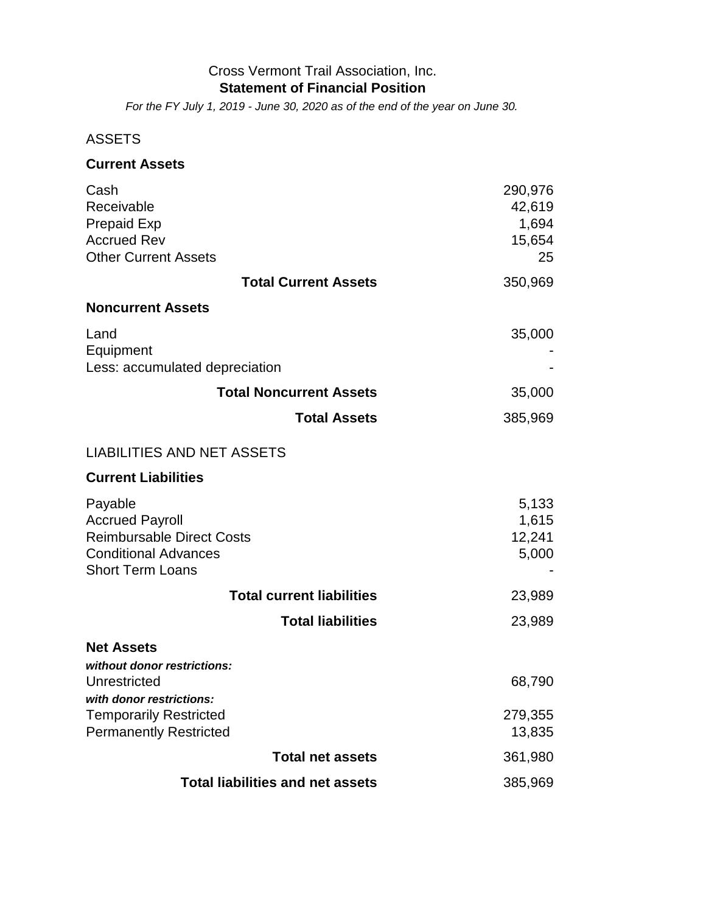# Cross Vermont Trail Association, Inc.

## Statement of Financial Position

*For the FY July 1, 2019 - June 30, 2020 as of the end of the year on June 30.*

| | |
|---|---:|
| ASSETS | |
| **Current Assets** | |
| Cash | 290,976 |
| Receivable | 42,619 |
| Prepaid Exp | 1,694 |
| Accrued Rev | 15,654 |
| Other Current Assets | 25 |
| **Total Current Assets** | 350,969 |
| **Noncurrent Assets** | |
| Land | 35,000 |
| Equipment | - |
| Less: accumulated depreciation | - |
| **Total Noncurrent Assets** | 35,000 |
| **Total Assets** | 385,969 |
| LIABILITIES AND NET ASSETS | |
| **Current Liabilities** | |
| Payable | 5,133 |
| Accrued Payroll | 1,615 |
| Reimbursable Direct Costs | 12,241 |
| Conditional Advances | 5,000 |
| Short Term Loans | - |
| **Total current liabilities** | 23,989 |
| **Total liabilities** | 23,989 |
| **Net Assets** | |
| ***without donor restrictions:*** | |
| Unrestricted | 68,790 |
| ***with donor restrictions:*** | |
| Temporarily Restricted | 279,355 |
| Permanently Restricted | 13,835 |
| **Total net assets** | 361,980 |
| **Total liabilities and net assets** | 385,969 |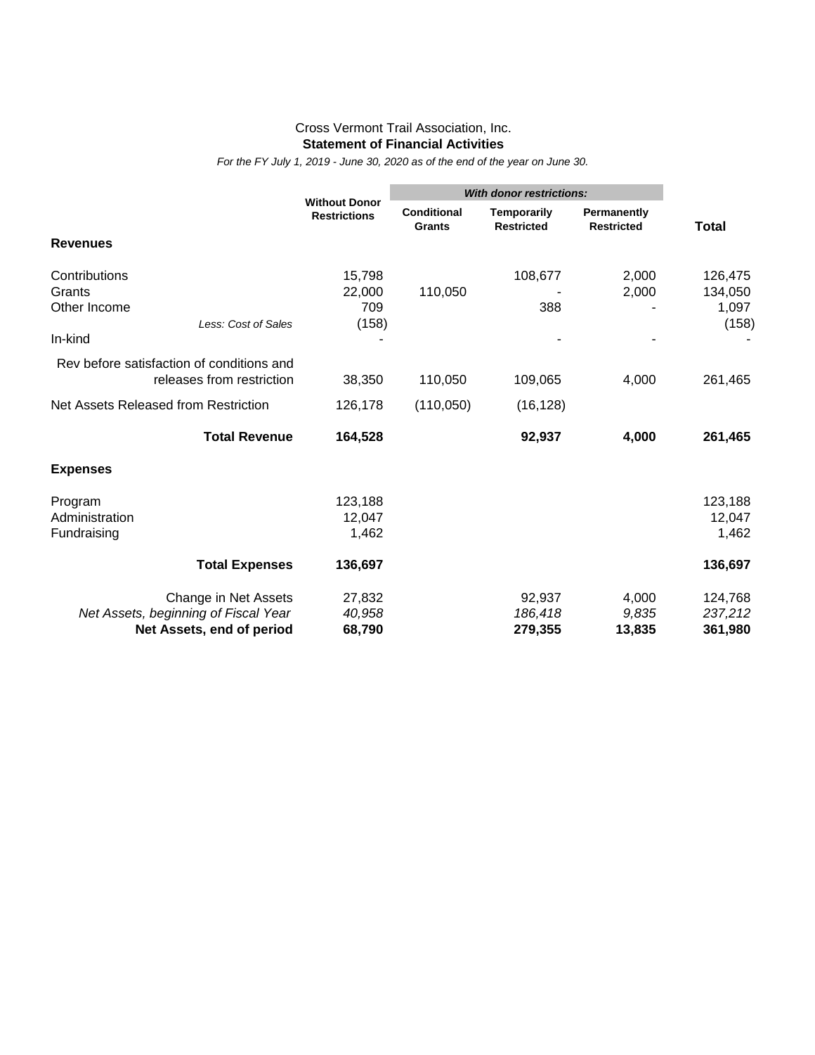Cross Vermont Trail Association, Inc.

**Statement of Financial Activities**

*For the FY July 1, 2019 - June 30, 2020 as of the end of the year on June 30.*

| | Without Donor Restrictions | *With donor restrictions:* | | | Total |
|---|---|---|---|---|---|
| | | **Conditional Grants** | **Temporarily Restricted** | **Permanently Restricted** | |
| **Revenues** | | | | | |
| Contributions | 15,798 | | 108,677 | 2,000 | 126,475 |
| Grants | 22,000 | 110,050 | - | 2,000 | 134,050 |
| Other Income | 709 | | 388 | - | 1,097 |
| *Less: Cost of Sales* | (158) | | | | (158) |
| In-kind | - | | - | - | - |
| Rev before satisfaction of conditions and releases from restriction | 38,350 | 110,050 | 109,065 | 4,000 | 261,465 |
| Net Assets Released from Restriction | 126,178 | (110,050) | (16,128) | | |
| **Total Revenue** | **164,528** | | **92,937** | **4,000** | **261,465** |
| **Expenses** | | | | | |
| Program | 123,188 | | | | 123,188 |
| Administration | 12,047 | | | | 12,047 |
| Fundraising | 1,462 | | | | 1,462 |
| **Total Expenses** | **136,697** | | | | **136,697** |
| Change in Net Assets | 27,832 | | 92,937 | 4,000 | 124,768 |
| *Net Assets, beginning of Fiscal Year* | *40,958* | | *186,418* | *9,835* | *237,212* |
| **Net Assets, end of period** | **68,790** | | **279,355** | **13,835** | **361,980** |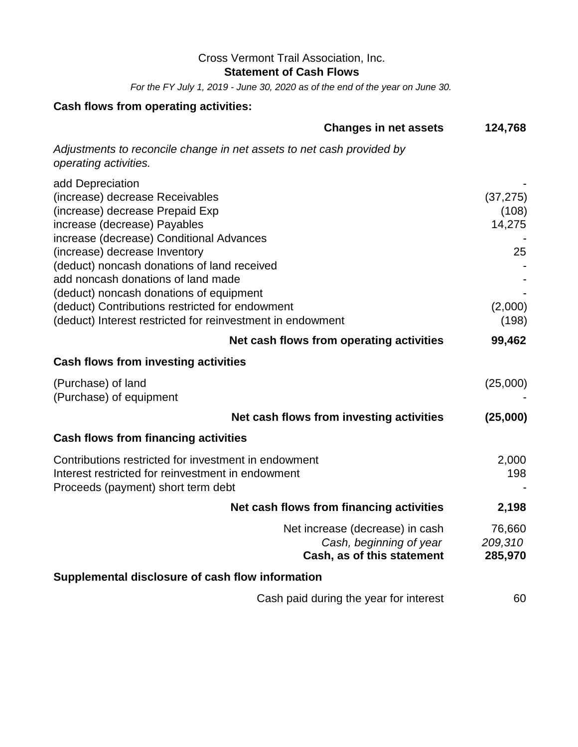Cross Vermont Trail Association, Inc.

**Statement of Cash Flows**

*For the FY July 1, 2019 - June 30, 2020 as of the end of the year on June 30.*

**Cash flows from operating activities:**

| | |
|---|---:|
| **Changes in net assets** | **124,768** |
| *Adjustments to reconcile change in net assets to net cash provided by operating activities.* | |
| add Depreciation | - |
| (increase) decrease Receivables | (37,275) |
| (increase) decrease Prepaid Exp | (108) |
| increase (decrease) Payables | 14,275 |
| increase (decrease) Conditional Advances | - |
| (increase) decrease Inventory | 25 |
| (deduct) noncash donations of land received | - |
| add noncash donations of land made | - |
| (deduct) noncash donations of equipment | - |
| (deduct) Contributions restricted for endowment | (2,000) |
| (deduct) Interest restricted for reinvestment in endowment | (198) |
| **Net cash flows from operating activities** | **99,462** |

**Cash flows from investing activities**

| | |
|---|---:|
| (Purchase) of land | (25,000) |
| (Purchase) of equipment | - |
| **Net cash flows from investing activities** | **(25,000)** |

**Cash flows from financing activities**

| | |
|---|---:|
| Contributions restricted for investment in endowment | 2,000 |
| Interest restricted for reinvestment in endowment | 198 |
| Proceeds (payment) short term debt | - |
| **Net cash flows from financing activities** | **2,198** |
| Net increase (decrease) in cash | 76,660 |
| *Cash, beginning of year* | *209,310* |
| **Cash, as of this statement** | **285,970** |

**Supplemental disclosure of cash flow information**

| | |
|---|---:|
| Cash paid during the year for interest | 60 |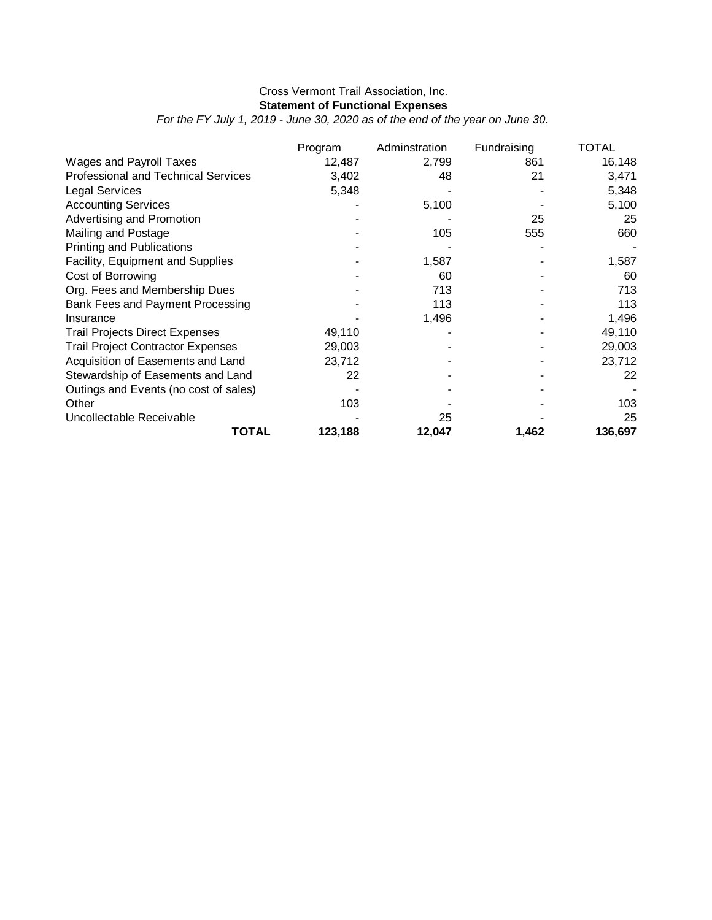Cross Vermont Trail Association, Inc.

**Statement of Functional Expenses**

*For the FY July 1, 2019 - June 30, 2020 as of the end of the year on June 30.*

| | Program | Adminstration | Fundraising | TOTAL |
|---|---|---|---|---|
| Wages and Payroll Taxes | 12,487 | 2,799 | 861 | 16,148 |
| Professional and Technical Services | 3,402 | 48 | 21 | 3,471 |
| Legal Services | 5,348 | - | - | 5,348 |
| Accounting Services | - | 5,100 | - | 5,100 |
| Advertising and Promotion | - | - | 25 | 25 |
| Mailing and Postage | - | 105 | 555 | 660 |
| Printing and Publications | - | - | - | - |
| Facility, Equipment and Supplies | - | 1,587 | - | 1,587 |
| Cost of Borrowing | - | 60 | - | 60 |
| Org. Fees and Membership Dues | - | 713 | - | 713 |
| Bank Fees and Payment Processing | - | 113 | - | 113 |
| Insurance | - | 1,496 | - | 1,496 |
| Trail Projects Direct Expenses | 49,110 | - | - | 49,110 |
| Trail Project Contractor Expenses | 29,003 | - | - | 29,003 |
| Acquisition of Easements and Land | 23,712 | - | - | 23,712 |
| Stewardship of Easements and Land | 22 | - | - | 22 |
| Outings and Events (no cost of sales) | - | - | - | - |
| Other | 103 | - | - | 103 |
| Uncollectable Receivable | - | 25 | - | 25 |
| **TOTAL** | **123,188** | **12,047** | **1,462** | **136,697** |